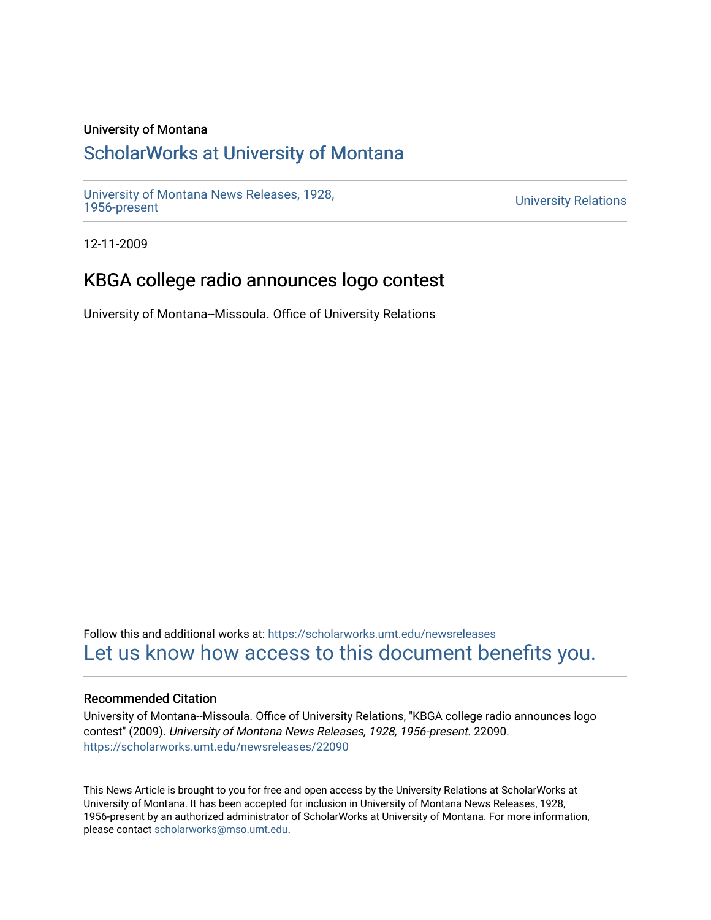University of Montana

## ScholarWorks at University of Montana

University of Montana News Releases, 1928, 1956-present

University Relations

12-11-2009

# KBGA college radio announces logo contest

University of Montana--Missoula. Office of University Relations

Follow this and additional works at: https://scholarworks.umt.edu/newsreleases

Let us know how access to this document benefits you.

### Recommended Citation

University of Montana--Missoula. Office of University Relations, "KBGA college radio announces logo contest" (2009). *University of Montana News Releases, 1928, 1956-present*. 22090.
https://scholarworks.umt.edu/newsreleases/22090

This News Article is brought to you for free and open access by the University Relations at ScholarWorks at University of Montana. It has been accepted for inclusion in University of Montana News Releases, 1928, 1956-present by an authorized administrator of ScholarWorks at University of Montana. For more information, please contact scholarworks@mso.umt.edu.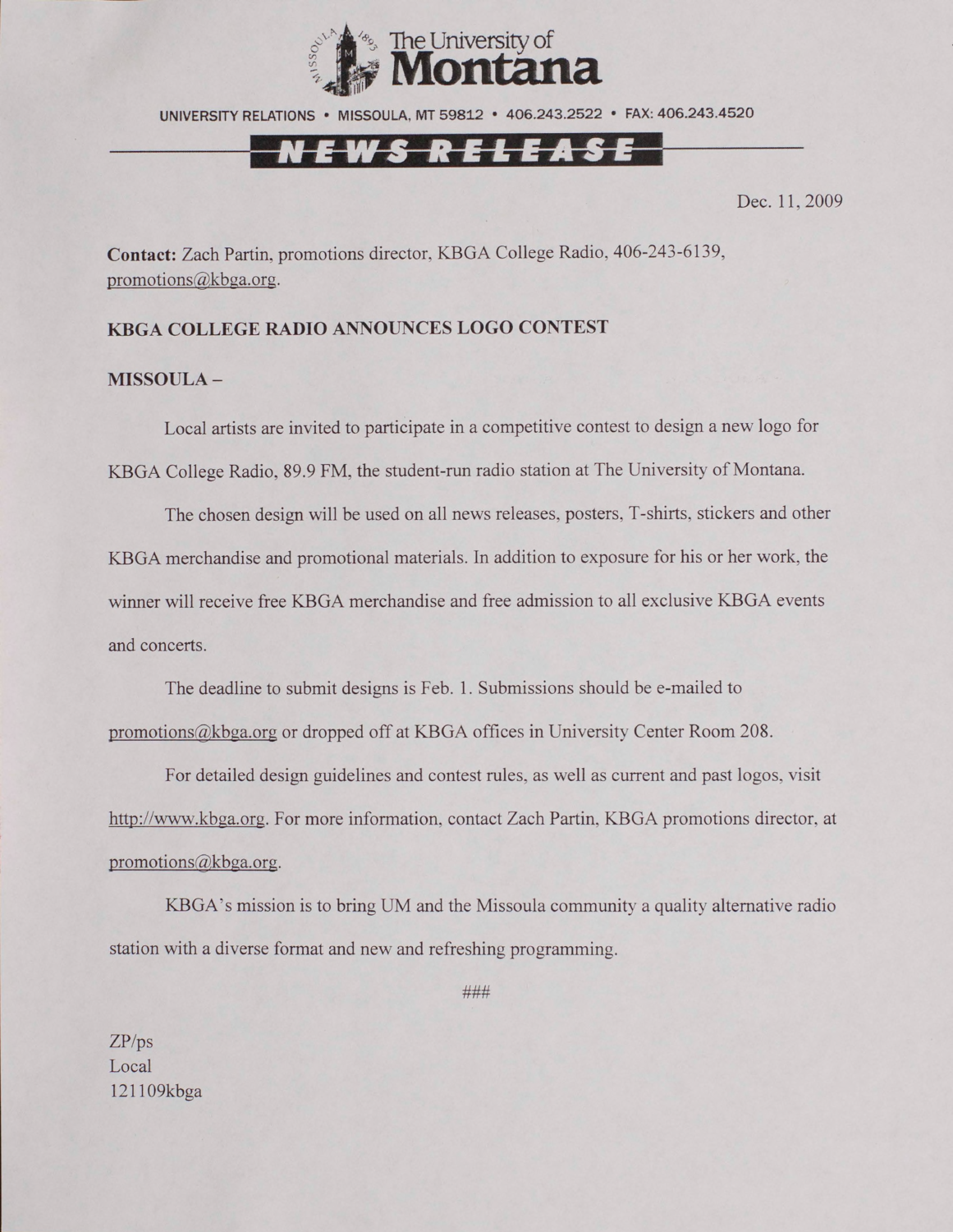The University of **Montana**

UNIVERSITY RELATIONS • MISSOULA, MT 59812 • 406.243.2522 • FAX: 406.243.4520

**NEWS RELEASE**

Dec. 11, 2009

**Contact:** Zach Partin, promotions director, KBGA College Radio, 406-243-6139, promotions@kbga.org.

**KBGA COLLEGE RADIO ANNOUNCES LOGO CONTEST**

**MISSOULA –**

Local artists are invited to participate in a competitive contest to design a new logo for KBGA College Radio, 89.9 FM, the student-run radio station at The University of Montana.

The chosen design will be used on all news releases, posters, T-shirts, stickers and other KBGA merchandise and promotional materials. In addition to exposure for his or her work, the winner will receive free KBGA merchandise and free admission to all exclusive KBGA events and concerts.

The deadline to submit designs is Feb. 1. Submissions should be e-mailed to promotions@kbga.org or dropped off at KBGA offices in University Center Room 208.

For detailed design guidelines and contest rules, as well as current and past logos, visit http://www.kbga.org. For more information, contact Zach Partin, KBGA promotions director, at promotions@kbga.org.

KBGA's mission is to bring UM and the Missoula community a quality alternative radio station with a diverse format and new and refreshing programming.

###

ZP/ps
Local
121109kbga